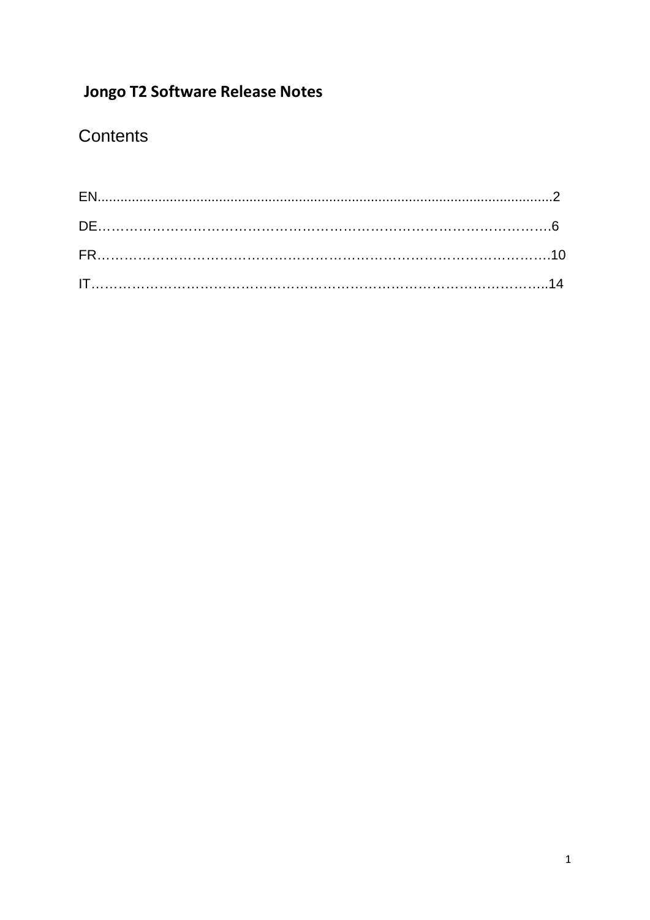# Jongo T2 Software Release Notes

## Contents

EN.......................................................................................................................2

DE……………………………………………………………………………………….6

FR………………………………………………………………………………………10

IT………………………………………………………………………………………..14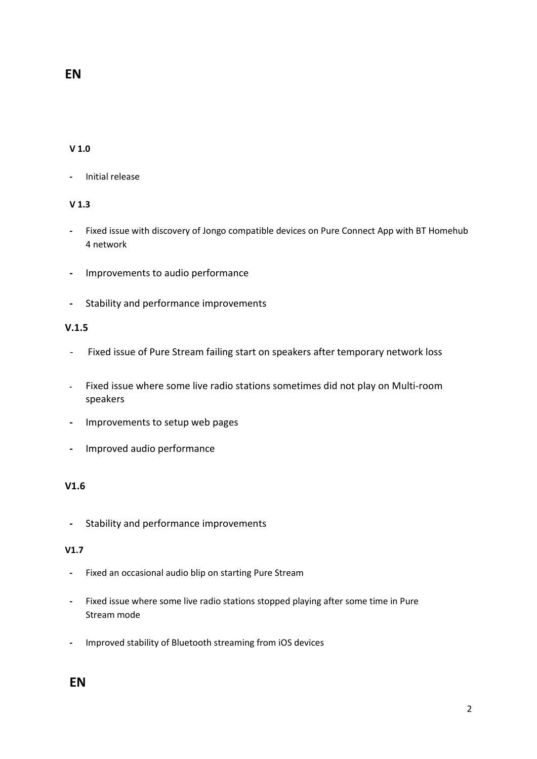# EN

### V 1.0

- Initial release

### V 1.3

- Fixed issue with discovery of Jongo compatible devices on Pure Connect App with BT Homehub 4 network
- Improvements to audio performance
- Stability and performance improvements

### V.1.5

- Fixed issue of Pure Stream failing start on speakers after temporary network loss
- Fixed issue where some live radio stations sometimes did not play on Multi-room speakers
- Improvements to setup web pages
- Improved audio performance

### V1.6

- Stability and performance improvements

### V1.7

- Fixed an occasional audio blip on starting Pure Stream
- Fixed issue where some live radio stations stopped playing after some time in Pure Stream mode
- Improved stability of Bluetooth streaming from iOS devices

# EN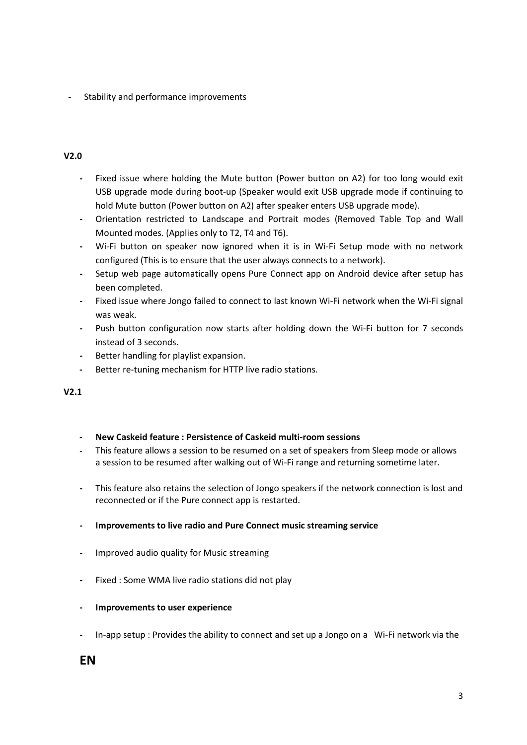- Stability and performance improvements

**V2.0**

- Fixed issue where holding the Mute button (Power button on A2) for too long would exit USB upgrade mode during boot-up (Speaker would exit USB upgrade mode if continuing to hold Mute button (Power button on A2) after speaker enters USB upgrade mode).
- Orientation restricted to Landscape and Portrait modes (Removed Table Top and Wall Mounted modes. (Applies only to T2, T4 and T6).
- Wi-Fi button on speaker now ignored when it is in Wi-Fi Setup mode with no network configured (This is to ensure that the user always connects to a network).
- Setup web page automatically opens Pure Connect app on Android device after setup has been completed.
- Fixed issue where Jongo failed to connect to last known Wi-Fi network when the Wi-Fi signal was weak.
- Push button configuration now starts after holding down the Wi-Fi button for 7 seconds instead of 3 seconds.
- Better handling for playlist expansion.
- Better re-tuning mechanism for HTTP live radio stations.

**V2.1**

- **New Caskeid feature : Persistence of Caskeid multi-room sessions**
- This feature allows a session to be resumed on a set of speakers from Sleep mode or allows a session to be resumed after walking out of Wi-Fi range and returning sometime later.

- This feature also retains the selection of Jongo speakers if the network connection is lost and reconnected or if the Pure connect app is restarted.

- **Improvements to live radio and Pure Connect music streaming service**

- Improved audio quality for Music streaming

- Fixed : Some WMA live radio stations did not play

- **Improvements to user experience**

- In-app setup : Provides the ability to connect and set up a Jongo on a Wi-Fi network via the

**EN**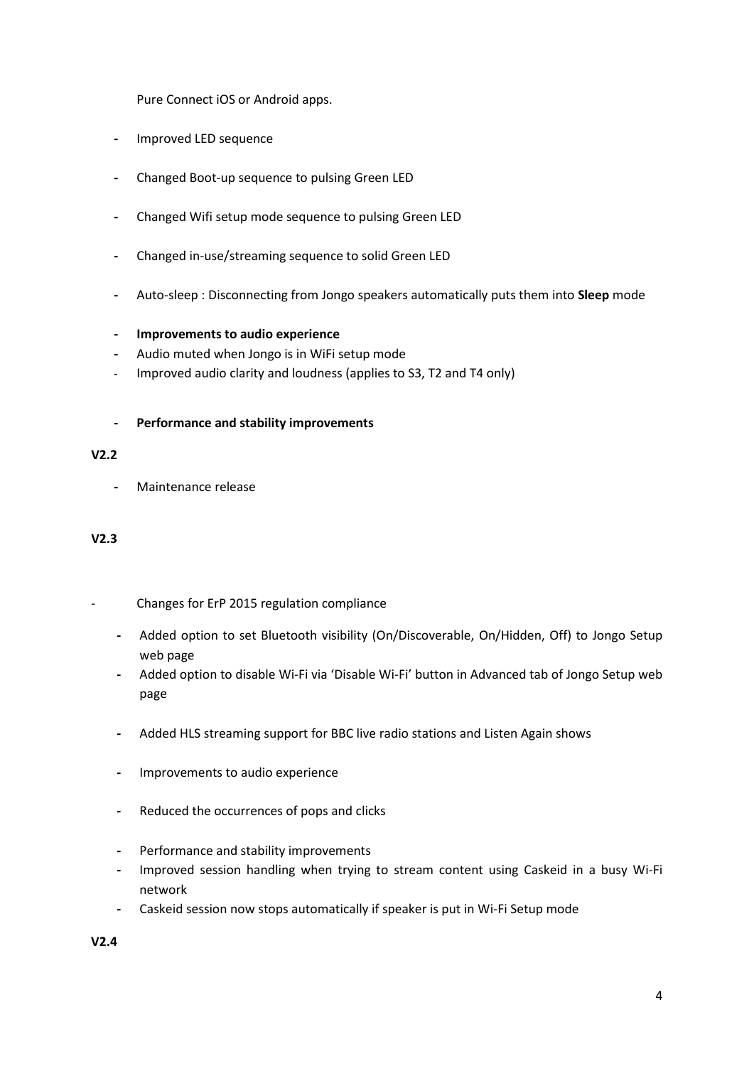Pure Connect iOS or Android apps.

- Improved LED sequence
- Changed Boot-up sequence to pulsing Green LED
- Changed Wifi setup mode sequence to pulsing Green LED
- Changed in-use/streaming sequence to solid Green LED
- Auto-sleep : Disconnecting from Jongo speakers automatically puts them into **Sleep** mode
- **Improvements to audio experience**
- Audio muted when Jongo is in WiFi setup mode
- Improved audio clarity and loudness (applies to S3, T2 and T4 only)
- **Performance and stability improvements**

**V2.2**

- Maintenance release

**V2.3**

- Changes for ErP 2015 regulation compliance
  - Added option to set Bluetooth visibility (On/Discoverable, On/Hidden, Off) to Jongo Setup web page
  - Added option to disable Wi-Fi via 'Disable Wi-Fi' button in Advanced tab of Jongo Setup web page
  - Added HLS streaming support for BBC live radio stations and Listen Again shows
  - Improvements to audio experience
  - Reduced the occurrences of pops and clicks
  - Performance and stability improvements
  - Improved session handling when trying to stream content using Caskeid in a busy Wi-Fi network
  - Caskeid session now stops automatically if speaker is put in Wi-Fi Setup mode

**V2.4**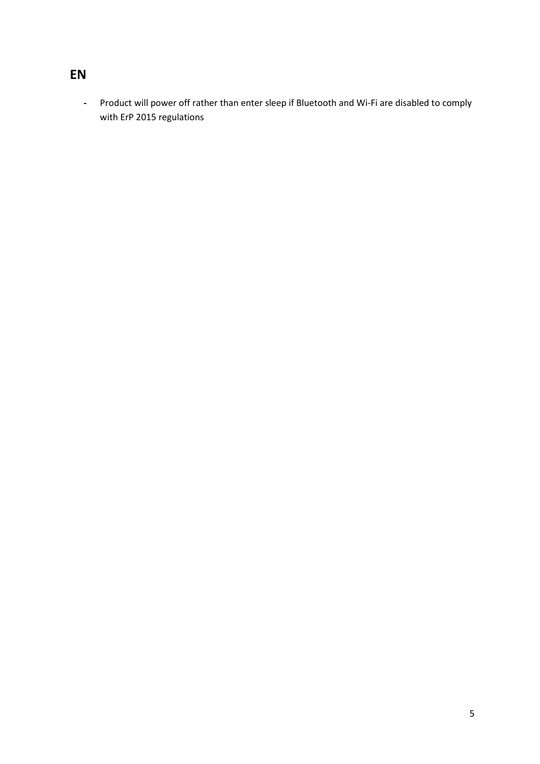## EN

- Product will power off rather than enter sleep if Bluetooth and Wi-Fi are disabled to comply with ErP 2015 regulations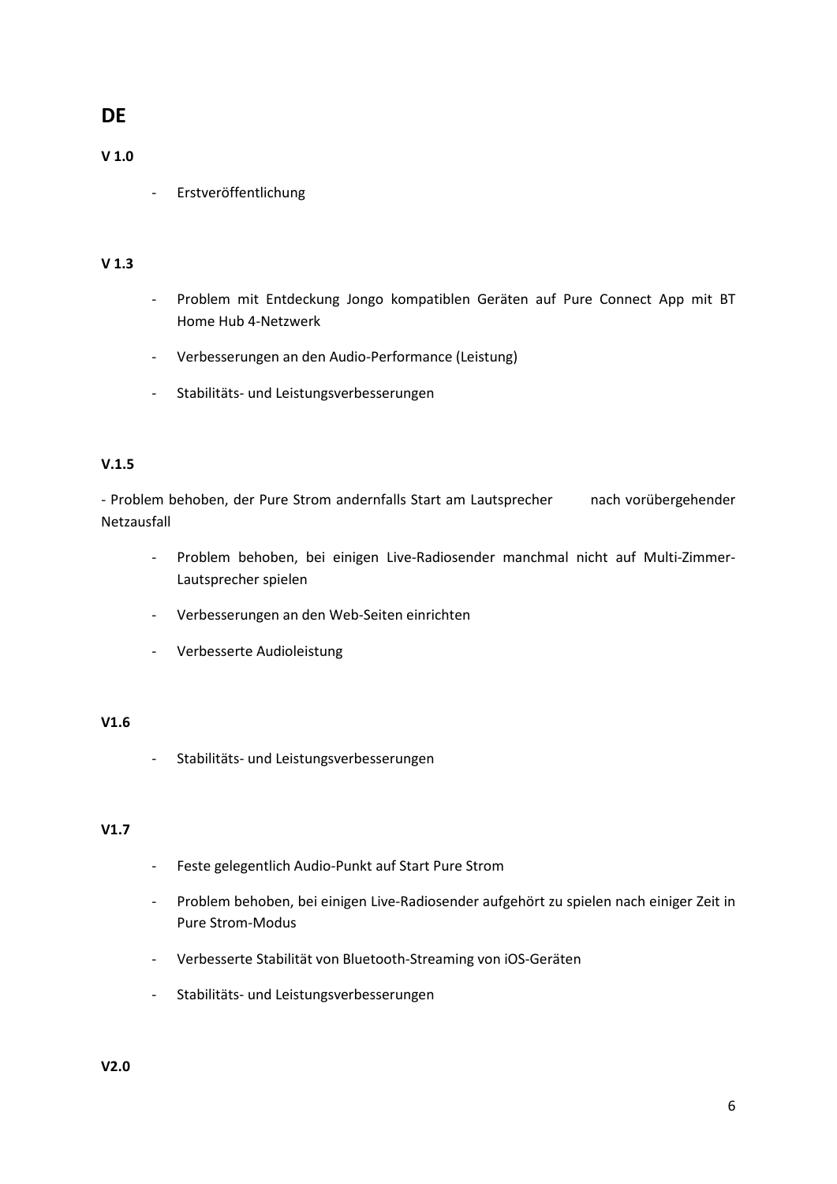# DE

**V 1.0**

- Erstveröffentlichung

**V 1.3**

- Problem mit Entdeckung Jongo kompatiblen Geräten auf Pure Connect App mit BT Home Hub 4-Netzwerk
- Verbesserungen an den Audio-Performance (Leistung)
- Stabilitäts- und Leistungsverbesserungen

**V.1.5**

- Problem behoben, der Pure Strom andernfalls Start am Lautsprecher nach vorübergehender Netzausfall

- Problem behoben, bei einigen Live-Radiosender manchmal nicht auf Multi-Zimmer-Lautsprecher spielen
- Verbesserungen an den Web-Seiten einrichten
- Verbesserte Audioleistung

**V1.6**

- Stabilitäts- und Leistungsverbesserungen

**V1.7**

- Feste gelegentlich Audio-Punkt auf Start Pure Strom
- Problem behoben, bei einigen Live-Radiosender aufgehört zu spielen nach einiger Zeit in Pure Strom-Modus
- Verbesserte Stabilität von Bluetooth-Streaming von iOS-Geräten
- Stabilitäts- und Leistungsverbesserungen

**V2.0**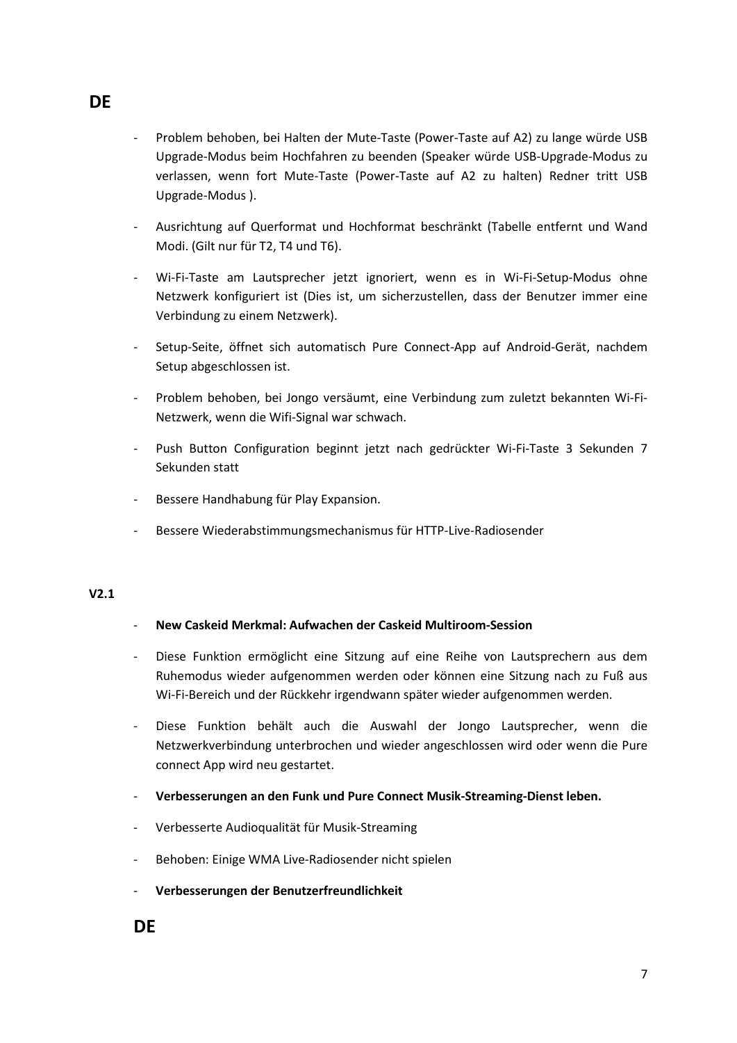**DE**

- Problem behoben, bei Halten der Mute-Taste (Power-Taste auf A2) zu lange würde USB Upgrade-Modus beim Hochfahren zu beenden (Speaker würde USB-Upgrade-Modus zu verlassen, wenn fort Mute-Taste (Power-Taste auf A2 zu halten) Redner tritt USB Upgrade-Modus ).
- Ausrichtung auf Querformat und Hochformat beschränkt (Tabelle entfernt und Wand Modi. (Gilt nur für T2, T4 und T6).
- Wi-Fi-Taste am Lautsprecher jetzt ignoriert, wenn es in Wi-Fi-Setup-Modus ohne Netzwerk konfiguriert ist (Dies ist, um sicherzustellen, dass der Benutzer immer eine Verbindung zu einem Netzwerk).
- Setup-Seite, öffnet sich automatisch Pure Connect-App auf Android-Gerät, nachdem Setup abgeschlossen ist.
- Problem behoben, bei Jongo versäumt, eine Verbindung zum zuletzt bekannten Wi-Fi-Netzwerk, wenn die Wifi-Signal war schwach.
- Push Button Configuration beginnt jetzt nach gedrückter Wi-Fi-Taste 3 Sekunden 7 Sekunden statt
- Bessere Handhabung für Play Expansion.
- Bessere Wiederabstimmungsmechanismus für HTTP-Live-Radiosender

**V2.1**

- **New Caskeid Merkmal: Aufwachen der Caskeid Multiroom-Session**
- Diese Funktion ermöglicht eine Sitzung auf eine Reihe von Lautsprechern aus dem Ruhemodus wieder aufgenommen werden oder können eine Sitzung nach zu Fuß aus Wi-Fi-Bereich und der Rückkehr irgendwann später wieder aufgenommen werden.
- Diese Funktion behält auch die Auswahl der Jongo Lautsprecher, wenn die Netzwerkverbindung unterbrochen und wieder angeschlossen wird oder wenn die Pure connect App wird neu gestartet.
- **Verbesserungen an den Funk und Pure Connect Musik-Streaming-Dienst leben.**
- Verbesserte Audioqualität für Musik-Streaming
- Behoben: Einige WMA Live-Radiosender nicht spielen
- **Verbesserungen der Benutzerfreundlichkeit**

**DE**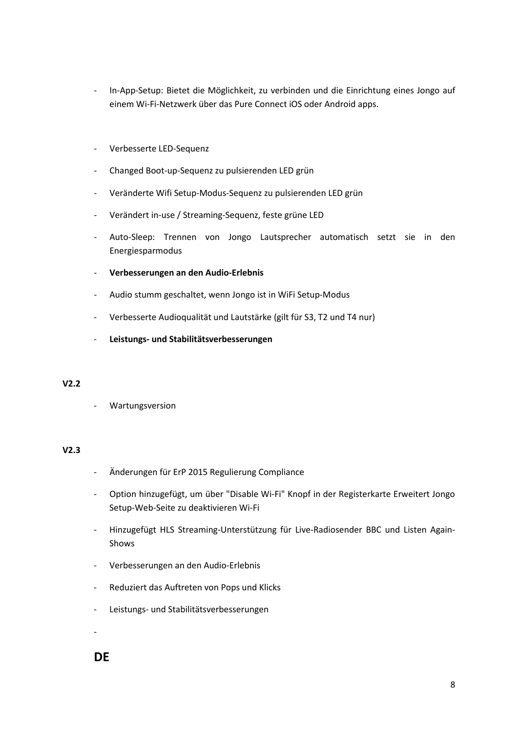- In-App-Setup: Bietet die Möglichkeit, zu verbinden und die Einrichtung eines Jongo auf einem Wi-Fi-Netzwerk über das Pure Connect iOS oder Android apps.

- Verbesserte LED-Sequenz
- Changed Boot-up-Sequenz zu pulsierenden LED grün
- Veränderte Wifi Setup-Modus-Sequenz zu pulsierenden LED grün
- Verändert in-use / Streaming-Sequenz, feste grüne LED
- Auto-Sleep: Trennen von Jongo Lautsprecher automatisch setzt sie in den Energiesparmodus
- **Verbesserungen an den Audio-Erlebnis**
- Audio stumm geschaltet, wenn Jongo ist in WiFi Setup-Modus
- Verbesserte Audioqualität und Lautstärke (gilt für S3, T2 und T4 nur)
- **Leistungs- und Stabilitätsverbesserungen**

**V2.2**

- Wartungsversion

**V2.3**

- Änderungen für ErP 2015 Regulierung Compliance
- Option hinzugefügt, um über "Disable Wi-Fi" Knopf in der Registerkarte Erweitert Jongo Setup-Web-Seite zu deaktivieren Wi-Fi
- Hinzugefügt HLS Streaming-Unterstützung für Live-Radiosender BBC und Listen Again-Shows
- Verbesserungen an den Audio-Erlebnis
- Reduziert das Auftreten von Pops und Klicks
- Leistungs- und Stabilitätsverbesserungen
-

**DE**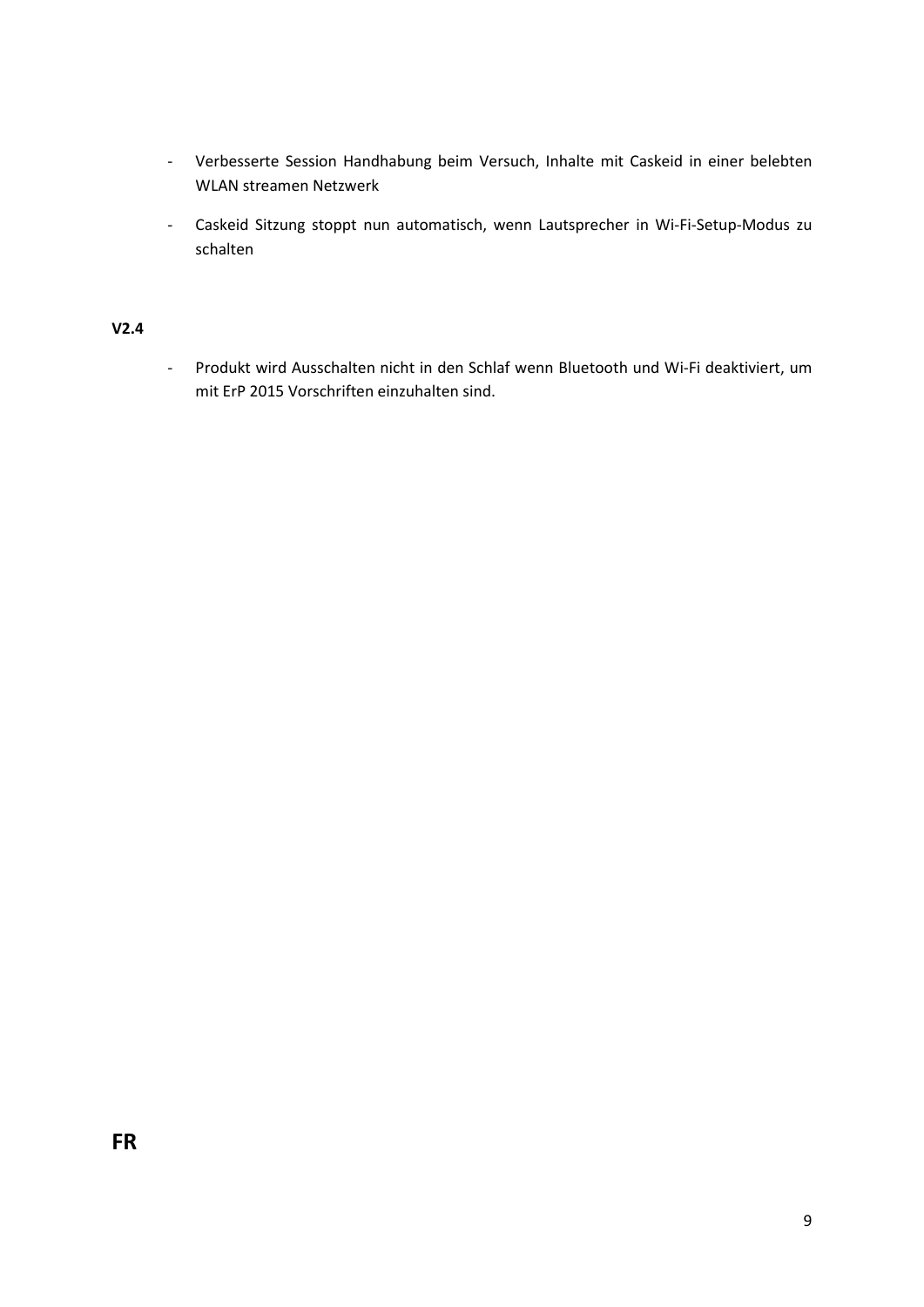- Verbesserte Session Handhabung beim Versuch, Inhalte mit Caskeid in einer belebten WLAN streamen Netzwerk
- Caskeid Sitzung stoppt nun automatisch, wenn Lautsprecher in Wi-Fi-Setup-Modus zu schalten

**V2.4**

- Produkt wird Ausschalten nicht in den Schlaf wenn Bluetooth und Wi-Fi deaktiviert, um mit ErP 2015 Vorschriften einzuhalten sind.

# FR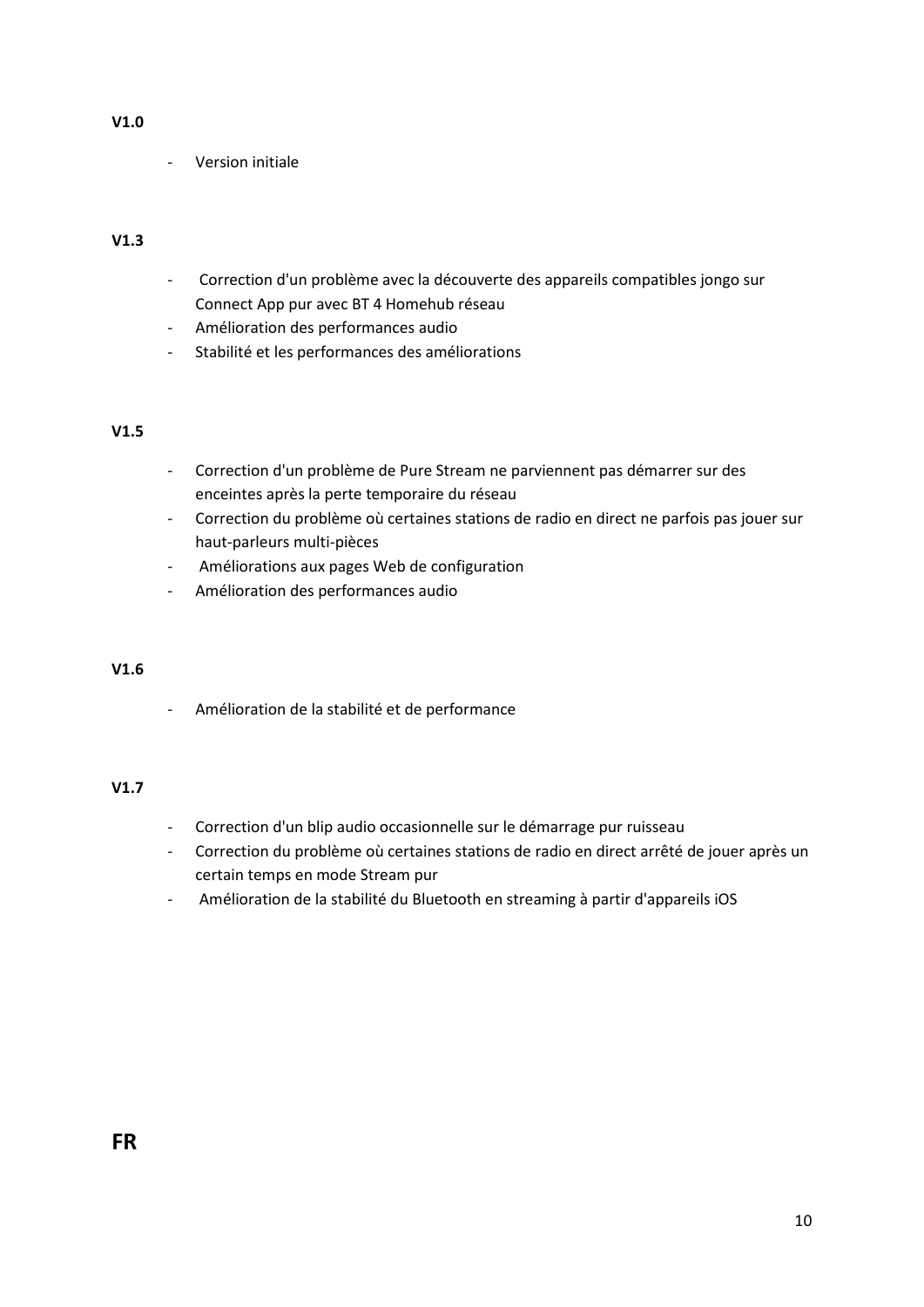**V1.0**

- Version initiale

**V1.3**

- Correction d'un problème avec la découverte des appareils compatibles jongo sur Connect App pur avec BT 4 Homehub réseau
- Amélioration des performances audio
- Stabilité et les performances des améliorations

**V1.5**

- Correction d'un problème de Pure Stream ne parviennent pas démarrer sur des enceintes après la perte temporaire du réseau
- Correction du problème où certaines stations de radio en direct ne parfois pas jouer sur haut-parleurs multi-pièces
- Améliorations aux pages Web de configuration
- Amélioration des performances audio

**V1.6**

- Amélioration de la stabilité et de performance

**V1.7**

- Correction d'un blip audio occasionnelle sur le démarrage pur ruisseau
- Correction du problème où certaines stations de radio en direct arrêté de jouer après un certain temps en mode Stream pur
- Amélioration de la stabilité du Bluetooth en streaming à partir d'appareils iOS

**FR**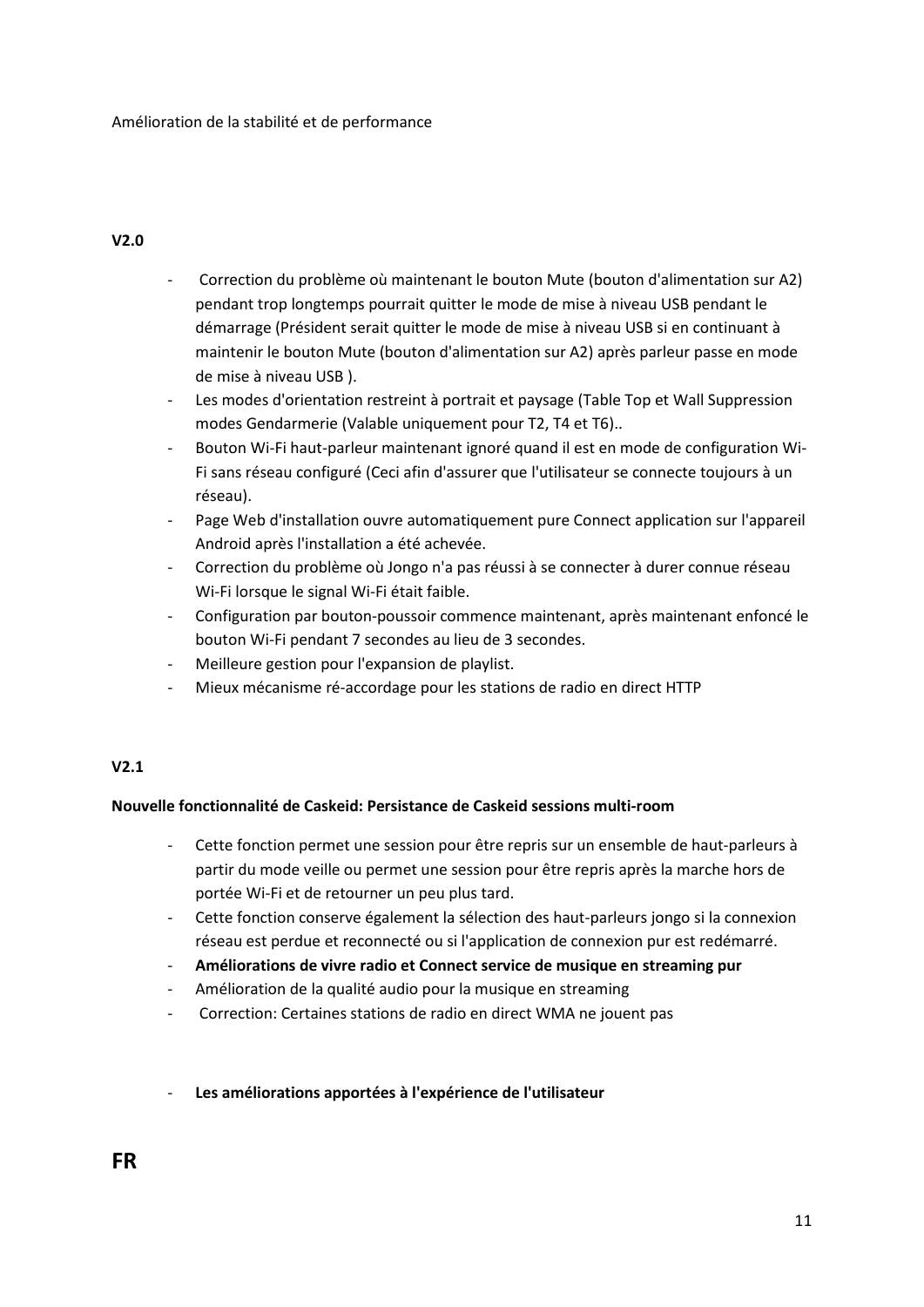Amélioration de la stabilité et de performance

**V2.0**

- Correction du problème où maintenant le bouton Mute (bouton d'alimentation sur A2) pendant trop longtemps pourrait quitter le mode de mise à niveau USB pendant le démarrage (Président serait quitter le mode de mise à niveau USB si en continuant à maintenir le bouton Mute (bouton d'alimentation sur A2) après parleur passe en mode de mise à niveau USB ).
- Les modes d'orientation restreint à portrait et paysage (Table Top et Wall Suppression modes Gendarmerie (Valable uniquement pour T2, T4 et T6)..
- Bouton Wi-Fi haut-parleur maintenant ignoré quand il est en mode de configuration Wi-Fi sans réseau configuré (Ceci afin d'assurer que l'utilisateur se connecte toujours à un réseau).
- Page Web d'installation ouvre automatiquement pure Connect application sur l'appareil Android après l'installation a été achevée.
- Correction du problème où Jongo n'a pas réussi à se connecter à durer connue réseau Wi-Fi lorsque le signal Wi-Fi était faible.
- Configuration par bouton-poussoir commence maintenant, après maintenant enfoncé le bouton Wi-Fi pendant 7 secondes au lieu de 3 secondes.
- Meilleure gestion pour l'expansion de playlist.
- Mieux mécanisme ré-accordage pour les stations de radio en direct HTTP

**V2.1**

**Nouvelle fonctionnalité de Caskeid: Persistance de Caskeid sessions multi-room**

- Cette fonction permet une session pour être repris sur un ensemble de haut-parleurs à partir du mode veille ou permet une session pour être repris après la marche hors de portée Wi-Fi et de retourner un peu plus tard.
- Cette fonction conserve également la sélection des haut-parleurs jongo si la connexion réseau est perdue et reconnecté ou si l'application de connexion pur est redémarré.
- **Améliorations de vivre radio et Connect service de musique en streaming pur**
- Amélioration de la qualité audio pour la musique en streaming
- Correction: Certaines stations de radio en direct WMA ne jouent pas

- **Les améliorations apportées à l'expérience de l'utilisateur**

**FR**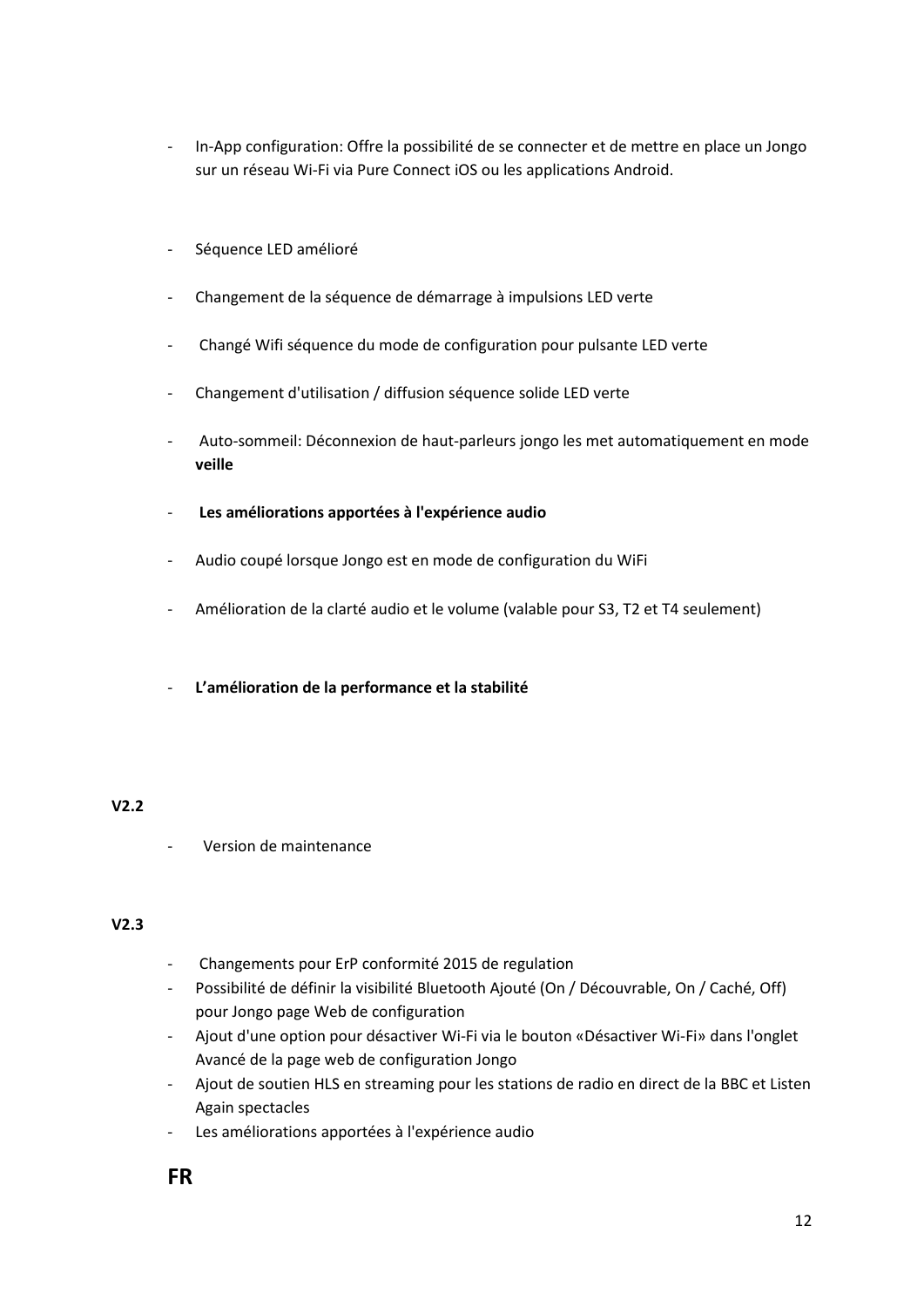- In-App configuration: Offre la possibilité de se connecter et de mettre en place un Jongo sur un réseau Wi-Fi via Pure Connect iOS ou les applications Android.

- Séquence LED amélioré

- Changement de la séquence de démarrage à impulsions LED verte

- Changé Wifi séquence du mode de configuration pour pulsante LED verte

- Changement d'utilisation / diffusion séquence solide LED verte

- Auto-sommeil: Déconnexion de haut-parleurs jongo les met automatiquement en mode **veille**

- **Les améliorations apportées à l'expérience audio**

- Audio coupé lorsque Jongo est en mode de configuration du WiFi

- Amélioration de la clarté audio et le volume (valable pour S3, T2 et T4 seulement)

- **L'amélioration de la performance et la stabilité**

**V2.2**

- Version de maintenance

**V2.3**

- Changements pour ErP conformité 2015 de regulation
- Possibilité de définir la visibilité Bluetooth Ajouté (On / Découvrable, On / Caché, Off) pour Jongo page Web de configuration
- Ajout d'une option pour désactiver Wi-Fi via le bouton «Désactiver Wi-Fi» dans l'onglet Avancé de la page web de configuration Jongo
- Ajout de soutien HLS en streaming pour les stations de radio en direct de la BBC et Listen Again spectacles
- Les améliorations apportées à l'expérience audio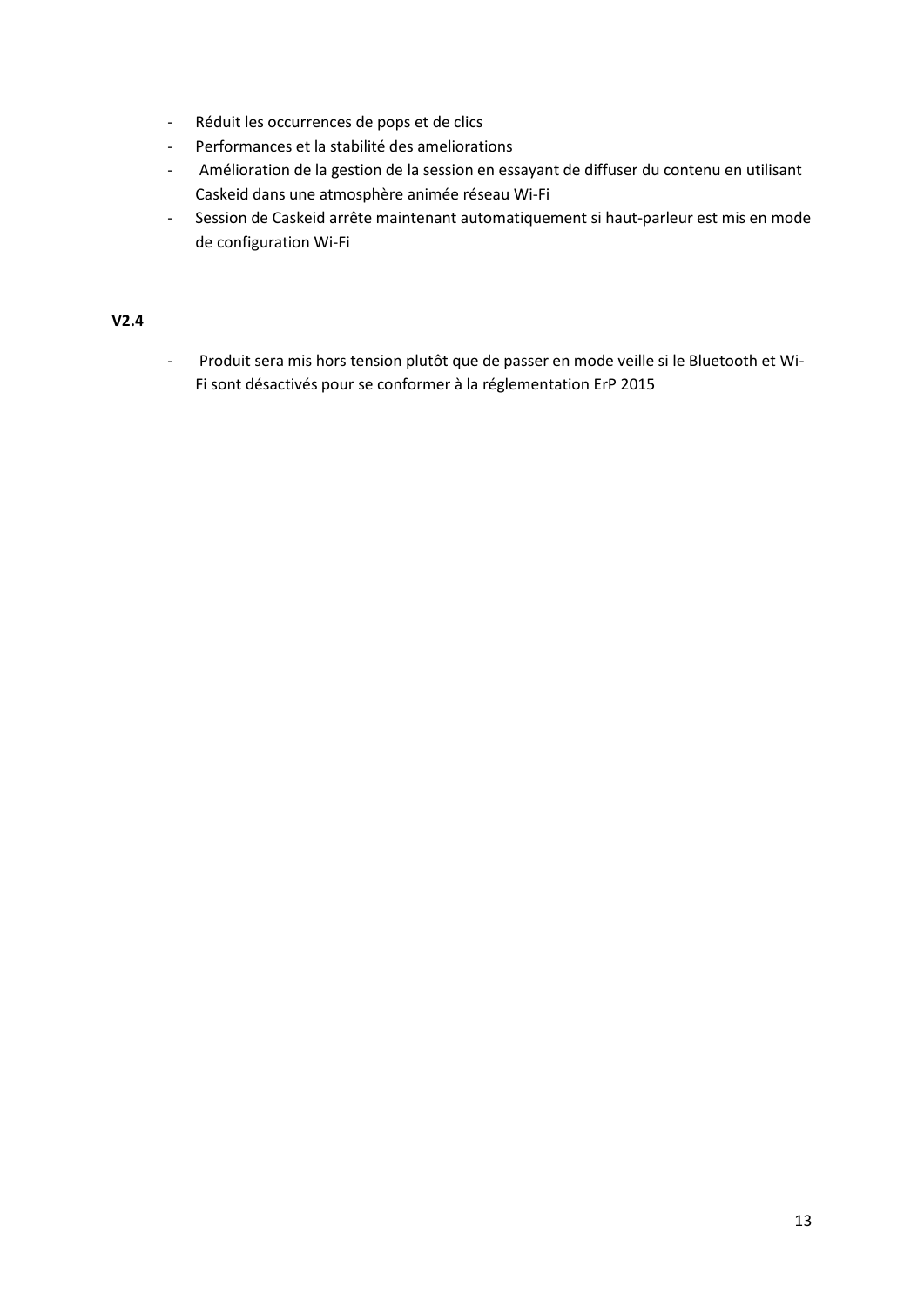- Réduit les occurrences de pops et de clics
- Performances et la stabilité des ameliorations
- Amélioration de la gestion de la session en essayant de diffuser du contenu en utilisant Caskeid dans une atmosphère animée réseau Wi-Fi
- Session de Caskeid arrête maintenant automatiquement si haut-parleur est mis en mode de configuration Wi-Fi

**V2.4**

- Produit sera mis hors tension plutôt que de passer en mode veille si le Bluetooth et Wi-Fi sont désactivés pour se conformer à la réglementation ErP 2015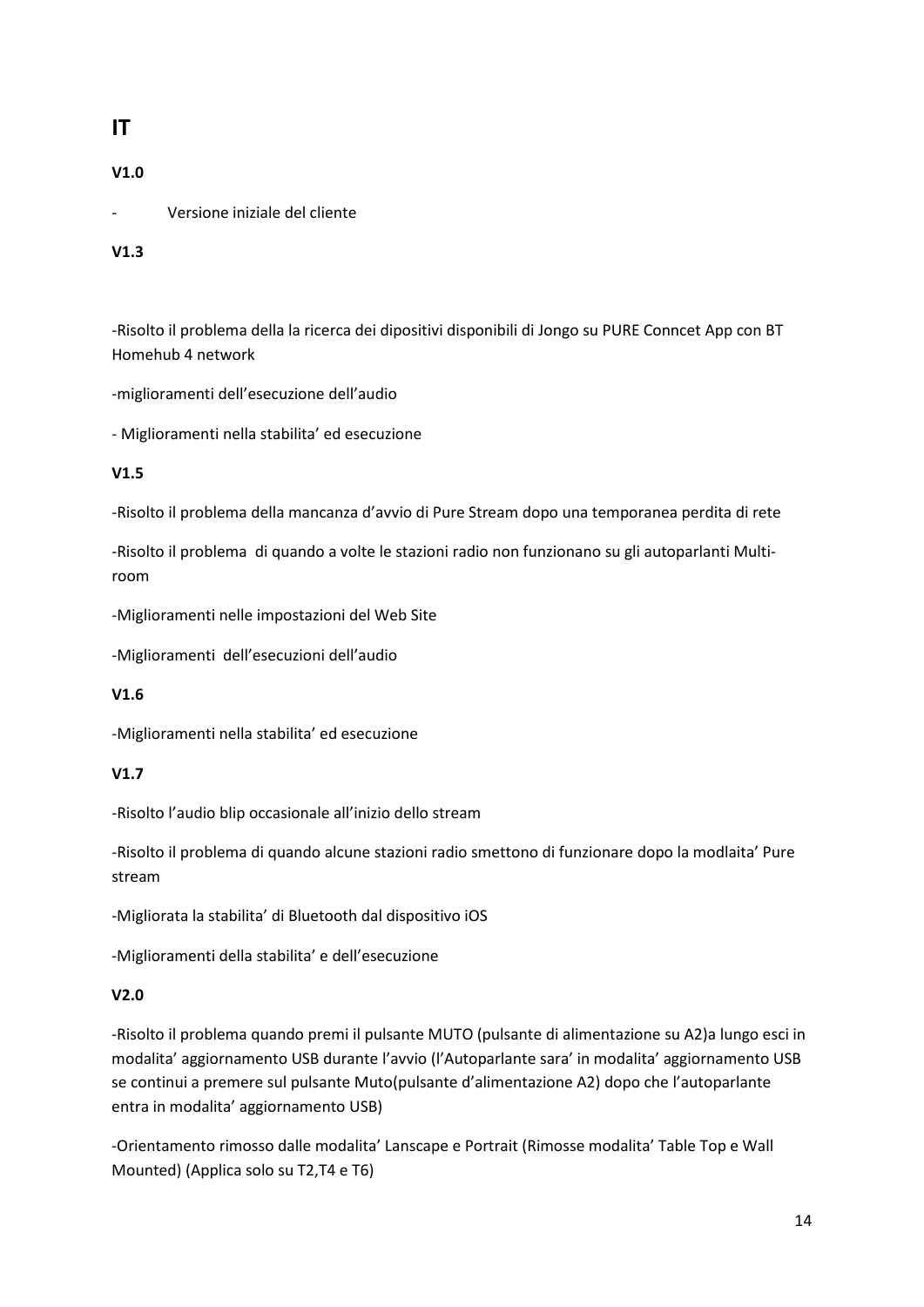# IT

**V1.0**

- Versione iniziale del cliente

**V1.3**

-Risolto il problema della la ricerca dei dipositivi disponibili di Jongo su PURE Conncet App con BT Homehub 4 network

-miglioramenti dell'esecuzione dell'audio

- Miglioramenti nella stabilita' ed esecuzione

**V1.5**

-Risolto il problema della mancanza d'avvio di Pure Stream dopo una temporanea perdita di rete

-Risolto il problema di quando a volte le stazioni radio non funzionano su gli autoparlanti Multi-room

-Miglioramenti nelle impostazioni del Web Site

-Miglioramenti dell'esecuzioni dell'audio

**V1.6**

-Miglioramenti nella stabilita' ed esecuzione

**V1.7**

-Risolto l'audio blip occasionale all'inizio dello stream

-Risolto il problema di quando alcune stazioni radio smettono di funzionare dopo la modlaita' Pure stream

-Migliorata la stabilita' di Bluetooth dal dispositivo iOS

-Miglioramenti della stabilita' e dell'esecuzione

**V2.0**

-Risolto il problema quando premi il pulsante MUTO (pulsante di alimentazione su A2)a lungo esci in modalita' aggiornamento USB durante l'avvio (l'Autoparlante sara' in modalita' aggiornamento USB se continui a premere sul pulsante Muto(pulsante d'alimentazione A2) dopo che l'autoparlante entra in modalita' aggiornamento USB)

-Orientamento rimosso dalle modalita' Lanscape e Portrait (Rimosse modalita' Table Top e Wall Mounted) (Applica solo su T2,T4 e T6)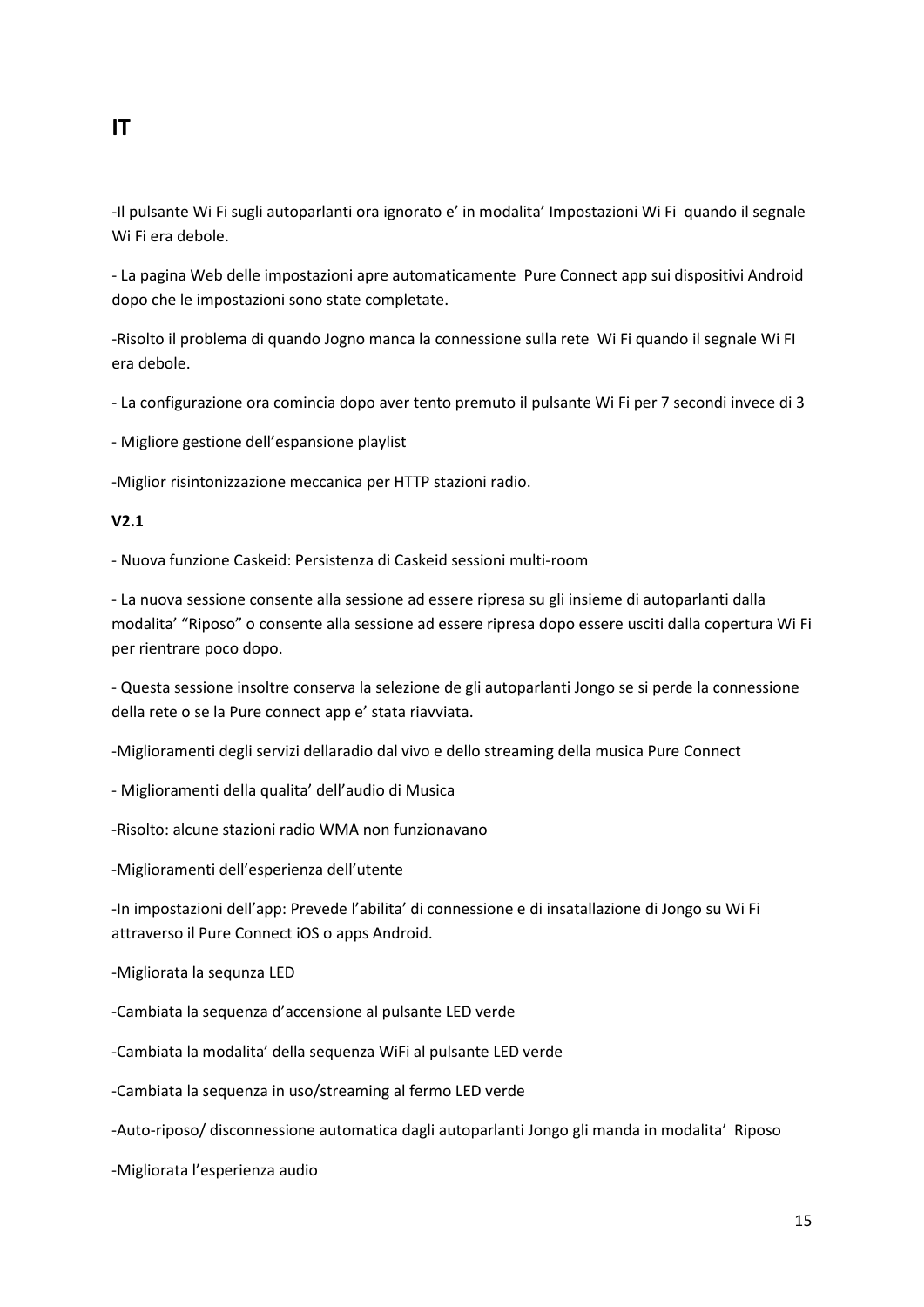# IT

-Il pulsante Wi Fi sugli autoparlanti ora ignorato e’ in modalita’ Impostazioni Wi Fi  quando il segnale Wi Fi era debole.

- La pagina Web delle impostazioni apre automaticamente  Pure Connect app sui dispositivi Android dopo che le impostazioni sono state completate.

-Risolto il problema di quando Jogno manca la connessione sulla rete  Wi Fi quando il segnale Wi FI era debole.

- La configurazione ora comincia dopo aver tento premuto il pulsante Wi Fi per 7 secondi invece di 3

- Migliore gestione dell’espansione playlist

-Miglior risintonizzazione meccanica per HTTP stazioni radio.

**V2.1**

- Nuova funzione Caskeid: Persistenza di Caskeid sessioni multi-room

- La nuova sessione consente alla sessione ad essere ripresa su gli insieme di autoparlanti dalla modalita’ “Riposo” o consente alla sessione ad essere ripresa dopo essere usciti dalla copertura Wi Fi per rientrare poco dopo.

- Questa sessione insoltre conserva la selezione de gli autoparlanti Jongo se si perde la connessione della rete o se la Pure connect app e’ stata riavviata.

-Miglioramenti degli servizi dellaradio dal vivo e dello streaming della musica Pure Connect

- Miglioramenti della qualita’ dell’audio di Musica

-Risolto: alcune stazioni radio WMA non funzionavano

-Miglioramenti dell’esperienza dell’utente

-In impostazioni dell’app: Prevede l’abilita’ di connessione e di insatallazione di Jongo su Wi Fi attraverso il Pure Connect iOS o apps Android.

-Migliorata la sequnza LED

-Cambiata la sequenza d’accensione al pulsante LED verde

-Cambiata la modalita’ della sequenza WiFi al pulsante LED verde

-Cambiata la sequenza in uso/streaming al fermo LED verde

-Auto-riposo/ disconnessione automatica dagli autoparlanti Jongo gli manda in modalita’  Riposo

-Migliorata l’esperienza audio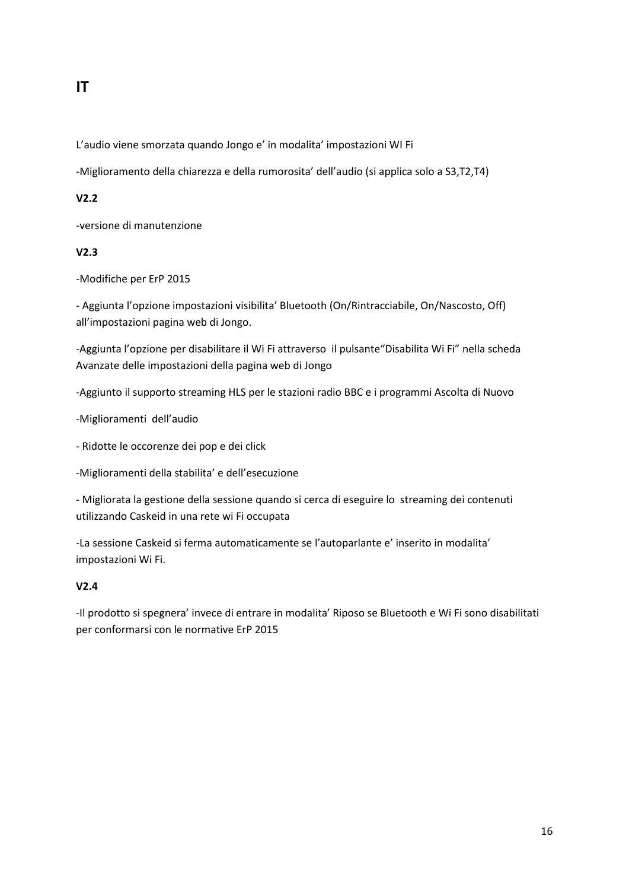# IT

L'audio viene smorzata quando Jongo e' in modalita' impostazioni WI Fi

-Miglioramento della chiarezza e della rumorosita' dell'audio (si applica solo a S3,T2,T4)

**V2.2**

-versione di manutenzione

**V2.3**

-Modifiche per ErP 2015

- Aggiunta l'opzione impostazioni visibilita' Bluetooth (On/Rintracciabile, On/Nascosto, Off) all'impostazioni pagina web di Jongo.

-Aggiunta l'opzione per disabilitare il Wi Fi attraverso il pulsante"Disabilita Wi Fi" nella scheda Avanzate delle impostazioni della pagina web di Jongo

-Aggiunto il supporto streaming HLS per le stazioni radio BBC e i programmi Ascolta di Nuovo

-Miglioramenti dell'audio

- Ridotte le occorenze dei pop e dei click

-Miglioramenti della stabilita' e dell'esecuzione

- Migliorata la gestione della sessione quando si cerca di eseguire lo streaming dei contenuti utilizzando Caskeid in una rete wi Fi occupata

-La sessione Caskeid si ferma automaticamente se l'autoparlante e' inserito in modalita' impostazioni Wi Fi.

**V2.4**

-Il prodotto si spegnera' invece di entrare in modalita' Riposo se Bluetooth e Wi Fi sono disabilitati per conformarsi con le normative ErP 2015